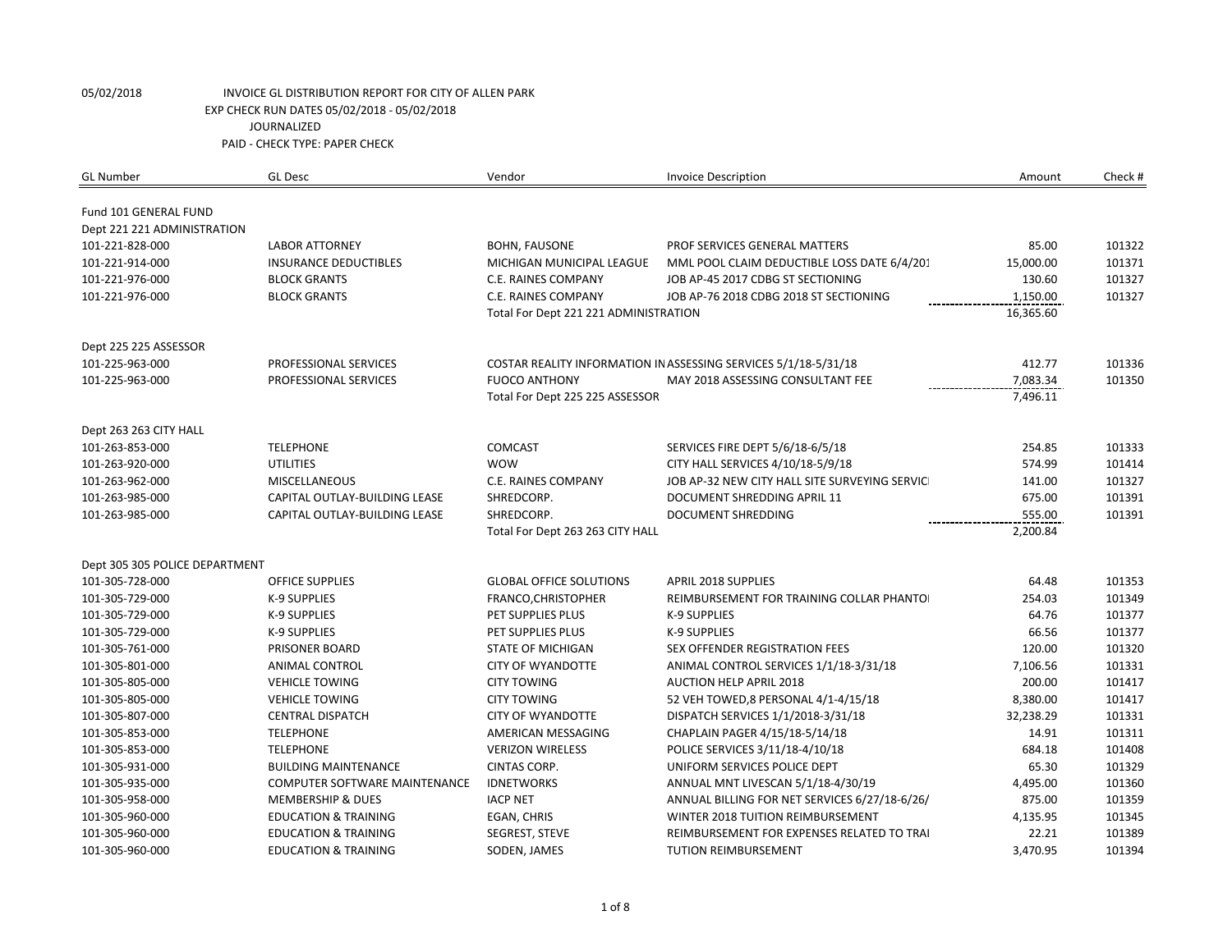05/02/2018 INVOICE GL DISTRIBUTION REPORT FOR CITY OF ALLEN PARK

EXP CHECK RUN DATES 05/02/2018 - 05/02/2018

JOURNALIZED

PAID - CHECK TYPE: PAPER CHECK

| GL Number | GL Desc | Vendor | Invoice Description | Amount | Check # |
|---|---|---|---|---|---|
| Fund 101 GENERAL FUND | | | | | |
| Dept 221 221 ADMINISTRATION | | | | | |
| 101-221-828-000 | LABOR ATTORNEY | BOHN, FAUSONE | PROF SERVICES GENERAL MATTERS | 85.00 | 101322 |
| 101-221-914-000 | INSURANCE DEDUCTIBLES | MICHIGAN MUNICIPAL LEAGUE | MML POOL CLAIM DEDUCTIBLE LOSS DATE 6/4/201 | 15,000.00 | 101371 |
| 101-221-976-000 | BLOCK GRANTS | C.E. RAINES COMPANY | JOB AP-45 2017 CDBG ST SECTIONING | 130.60 | 101327 |
| 101-221-976-000 | BLOCK GRANTS | C.E. RAINES COMPANY | JOB AP-76 2018 CDBG 2018 ST SECTIONING | 1,150.00 | 101327 |
| | | Total For Dept 221 221 ADMINISTRATION | | 16,365.60 | |
| Dept 225 225 ASSESSOR | | | | | |
| 101-225-963-000 | PROFESSIONAL SERVICES | COSTAR REALITY INFORMATION IN | ASSESSING SERVICES 5/1/18-5/31/18 | 412.77 | 101336 |
| 101-225-963-000 | PROFESSIONAL SERVICES | FUOCO ANTHONY | MAY 2018 ASSESSING CONSULTANT FEE | 7,083.34 | 101350 |
| | | Total For Dept 225 225 ASSESSOR | | 7,496.11 | |
| Dept 263 263 CITY HALL | | | | | |
| 101-263-853-000 | TELEPHONE | COMCAST | SERVICES FIRE DEPT 5/6/18-6/5/18 | 254.85 | 101333 |
| 101-263-920-000 | UTILITIES | WOW | CITY HALL SERVICES 4/10/18-5/9/18 | 574.99 | 101414 |
| 101-263-962-000 | MISCELLANEOUS | C.E. RAINES COMPANY | JOB AP-32 NEW CITY HALL SITE SURVEYING SERVIC | 141.00 | 101327 |
| 101-263-985-000 | CAPITAL OUTLAY-BUILDING LEASE | SHREDCORP. | DOCUMENT SHREDDING APRIL 11 | 675.00 | 101391 |
| 101-263-985-000 | CAPITAL OUTLAY-BUILDING LEASE | SHREDCORP. | DOCUMENT SHREDDING | 555.00 | 101391 |
| | | Total For Dept 263 263 CITY HALL | | 2,200.84 | |
| Dept 305 305 POLICE DEPARTMENT | | | | | |
| 101-305-728-000 | OFFICE SUPPLIES | GLOBAL OFFICE SOLUTIONS | APRIL 2018 SUPPLIES | 64.48 | 101353 |
| 101-305-729-000 | K-9 SUPPLIES | FRANCO,CHRISTOPHER | REIMBURSEMENT FOR TRAINING COLLAR PHANTO | 254.03 | 101349 |
| 101-305-729-000 | K-9 SUPPLIES | PET SUPPLIES PLUS | K-9 SUPPLIES | 64.76 | 101377 |
| 101-305-729-000 | K-9 SUPPLIES | PET SUPPLIES PLUS | K-9 SUPPLIES | 66.56 | 101377 |
| 101-305-761-000 | PRISONER BOARD | STATE OF MICHIGAN | SEX OFFENDER REGISTRATION FEES | 120.00 | 101320 |
| 101-305-801-000 | ANIMAL CONTROL | CITY OF WYANDOTTE | ANIMAL CONTROL SERVICES 1/1/18-3/31/18 | 7,106.56 | 101331 |
| 101-305-805-000 | VEHICLE TOWING | CITY TOWING | AUCTION HELP APRIL 2018 | 200.00 | 101417 |
| 101-305-805-000 | VEHICLE TOWING | CITY TOWING | 52 VEH TOWED,8 PERSONAL 4/1-4/15/18 | 8,380.00 | 101417 |
| 101-305-807-000 | CENTRAL DISPATCH | CITY OF WYANDOTTE | DISPATCH SERVICES 1/1/2018-3/31/18 | 32,238.29 | 101331 |
| 101-305-853-000 | TELEPHONE | AMERICAN MESSAGING | CHAPLAIN PAGER 4/15/18-5/14/18 | 14.91 | 101311 |
| 101-305-853-000 | TELEPHONE | VERIZON WIRELESS | POLICE SERVICES 3/11/18-4/10/18 | 684.18 | 101408 |
| 101-305-931-000 | BUILDING MAINTENANCE | CINTAS CORP. | UNIFORM SERVICES POLICE DEPT | 65.30 | 101329 |
| 101-305-935-000 | COMPUTER SOFTWARE MAINTENANCE | IDNETWORKS | ANNUAL MNT LIVESCAN 5/1/18-4/30/19 | 4,495.00 | 101360 |
| 101-305-958-000 | MEMBERSHIP & DUES | IACP NET | ANNUAL BILLING FOR NET SERVICES 6/27/18-6/26/ | 875.00 | 101359 |
| 101-305-960-000 | EDUCATION & TRAINING | EGAN, CHRIS | WINTER 2018 TUITION REIMBURSEMENT | 4,135.95 | 101345 |
| 101-305-960-000 | EDUCATION & TRAINING | SEGREST, STEVE | REIMBURSEMENT FOR EXPENSES RELATED TO TRAI | 22.21 | 101389 |
| 101-305-960-000 | EDUCATION & TRAINING | SODEN, JAMES | TUTION REIMBURSEMENT | 3,470.95 | 101394 |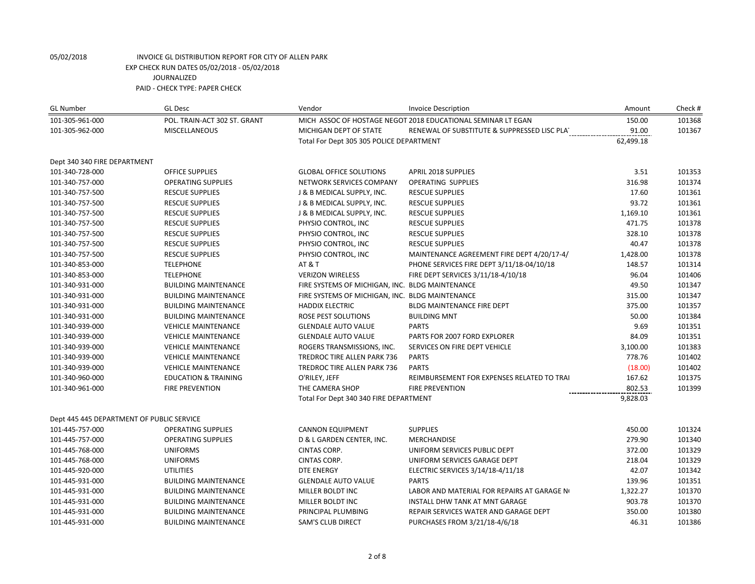05/02/2018 INVOICE GL DISTRIBUTION REPORT FOR CITY OF ALLEN PARK

EXP CHECK RUN DATES 05/02/2018 - 05/02/2018

JOURNALIZED

PAID - CHECK TYPE: PAPER CHECK

| GL Number | GL Desc | Vendor | Invoice Description | Amount | Check # |
|---|---|---|---|---|---|
| 101-305-961-000 | POL. TRAIN-ACT 302 ST. GRANT | MICH ASSOC OF HOSTAGE NEGOT | 2018 EDUCATIONAL SEMINAR LT EGAN | 150.00 | 101368 |
| 101-305-962-000 | MISCELLANEOUS | MICHIGAN DEPT OF STATE | RENEWAL OF SUBSTITUTE & SUPPRESSED LISC PLA | 91.00 | 101367 |
| | | Total For Dept 305 305 POLICE DEPARTMENT | | 62,499.18 | |
| Dept 340 340 FIRE DEPARTMENT | | | | | |
| 101-340-728-000 | OFFICE SUPPLIES | GLOBAL OFFICE SOLUTIONS | APRIL 2018 SUPPLIES | 3.51 | 101353 |
| 101-340-757-000 | OPERATING SUPPLIES | NETWORK SERVICES COMPANY | OPERATING SUPPLIES | 316.98 | 101374 |
| 101-340-757-500 | RESCUE SUPPLIES | J & B MEDICAL SUPPLY, INC. | RESCUE SUPPLIES | 17.60 | 101361 |
| 101-340-757-500 | RESCUE SUPPLIES | J & B MEDICAL SUPPLY, INC. | RESCUE SUPPLIES | 93.72 | 101361 |
| 101-340-757-500 | RESCUE SUPPLIES | J & B MEDICAL SUPPLY, INC. | RESCUE SUPPLIES | 1,169.10 | 101361 |
| 101-340-757-500 | RESCUE SUPPLIES | PHYSIO CONTROL, INC | RESCUE SUPPLIES | 471.75 | 101378 |
| 101-340-757-500 | RESCUE SUPPLIES | PHYSIO CONTROL, INC | RESCUE SUPPLIES | 328.10 | 101378 |
| 101-340-757-500 | RESCUE SUPPLIES | PHYSIO CONTROL, INC | RESCUE SUPPLIES | 40.47 | 101378 |
| 101-340-757-500 | RESCUE SUPPLIES | PHYSIO CONTROL, INC | MAINTENANCE AGREEMENT FIRE DEPT 4/20/17-4/ | 1,428.00 | 101378 |
| 101-340-853-000 | TELEPHONE | AT & T | PHONE SERVICES FIRE DEPT 3/11/18-04/10/18 | 148.57 | 101314 |
| 101-340-853-000 | TELEPHONE | VERIZON WIRELESS | FIRE DEPT SERVICES 3/11/18-4/10/18 | 96.04 | 101406 |
| 101-340-931-000 | BUILDING MAINTENANCE | FIRE SYSTEMS OF MICHIGAN, INC. | BLDG MAINTENANCE | 49.50 | 101347 |
| 101-340-931-000 | BUILDING MAINTENANCE | FIRE SYSTEMS OF MICHIGAN, INC. | BLDG MAINTENANCE | 315.00 | 101347 |
| 101-340-931-000 | BUILDING MAINTENANCE | HADDIX ELECTRIC | BLDG MAINTENANCE FIRE DEPT | 375.00 | 101357 |
| 101-340-931-000 | BUILDING MAINTENANCE | ROSE PEST SOLUTIONS | BUILDING MNT | 50.00 | 101384 |
| 101-340-939-000 | VEHICLE MAINTENANCE | GLENDALE AUTO VALUE | PARTS | 9.69 | 101351 |
| 101-340-939-000 | VEHICLE MAINTENANCE | GLENDALE AUTO VALUE | PARTS FOR 2007 FORD EXPLORER | 84.09 | 101351 |
| 101-340-939-000 | VEHICLE MAINTENANCE | ROGERS TRANSMISSIONS, INC. | SERVICES ON FIRE DEPT VEHICLE | 3,100.00 | 101383 |
| 101-340-939-000 | VEHICLE MAINTENANCE | TREDROC TIRE ALLEN PARK 736 | PARTS | 778.76 | 101402 |
| 101-340-939-000 | VEHICLE MAINTENANCE | TREDROC TIRE ALLEN PARK 736 | PARTS | (18.00) | 101402 |
| 101-340-960-000 | EDUCATION & TRAINING | O'RILEY, JEFF | REIMBURSEMENT FOR EXPENSES RELATED TO TRAI | 167.62 | 101375 |
| 101-340-961-000 | FIRE PREVENTION | THE CAMERA SHOP | FIRE PREVENTION | 802.53 | 101399 |
| | | Total For Dept 340 340 FIRE DEPARTMENT | | 9,828.03 | |
| Dept 445 445 DEPARTMENT OF PUBLIC SERVICE | | | | | |
| 101-445-757-000 | OPERATING SUPPLIES | CANNON EQUIPMENT | SUPPLIES | 450.00 | 101324 |
| 101-445-757-000 | OPERATING SUPPLIES | D & L GARDEN CENTER, INC. | MERCHANDISE | 279.90 | 101340 |
| 101-445-768-000 | UNIFORMS | CINTAS CORP. | UNIFORM SERVICES PUBLIC DEPT | 372.00 | 101329 |
| 101-445-768-000 | UNIFORMS | CINTAS CORP. | UNIFORM SERVICES GARAGE DEPT | 218.04 | 101329 |
| 101-445-920-000 | UTILITIES | DTE ENERGY | ELECTRIC SERVICES 3/14/18-4/11/18 | 42.07 | 101342 |
| 101-445-931-000 | BUILDING MAINTENANCE | GLENDALE AUTO VALUE | PARTS | 139.96 | 101351 |
| 101-445-931-000 | BUILDING MAINTENANCE | MILLER BOLDT INC | LABOR AND MATERIAL FOR REPAIRS AT GARAGE N | 1,322.27 | 101370 |
| 101-445-931-000 | BUILDING MAINTENANCE | MILLER BOLDT INC | INSTALL DHW TANK AT MNT GARAGE | 903.78 | 101370 |
| 101-445-931-000 | BUILDING MAINTENANCE | PRINCIPAL PLUMBING | REPAIR SERVICES WATER AND GARAGE DEPT | 350.00 | 101380 |
| 101-445-931-000 | BUILDING MAINTENANCE | SAM'S CLUB DIRECT | PURCHASES FROM 3/21/18-4/6/18 | 46.31 | 101386 |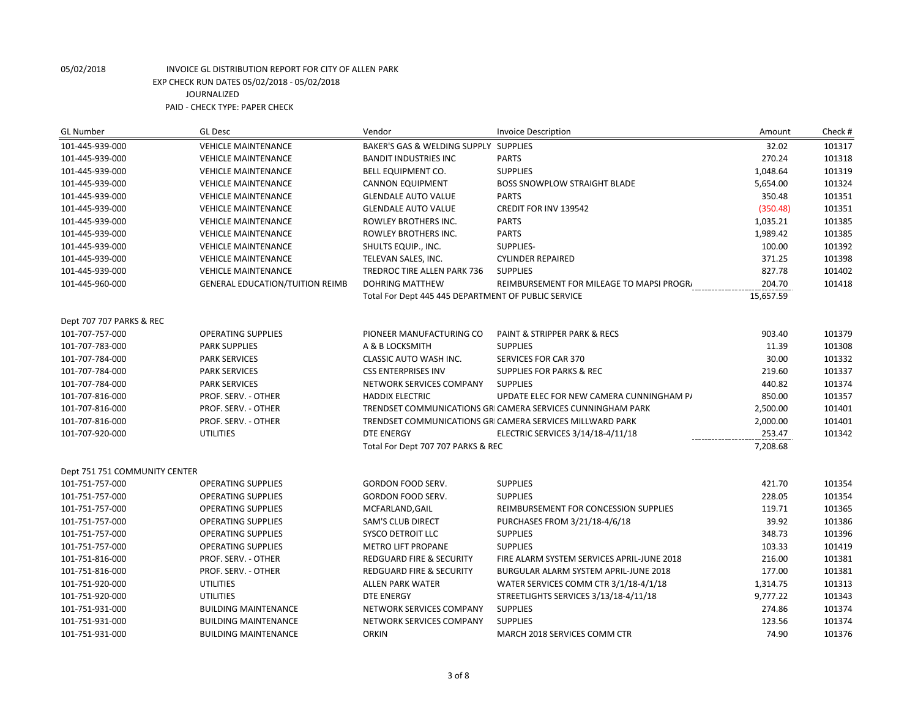05/02/2018 INVOICE GL DISTRIBUTION REPORT FOR CITY OF ALLEN PARK
EXP CHECK RUN DATES 05/02/2018 - 05/02/2018
JOURNALIZED
PAID - CHECK TYPE: PAPER CHECK

| GL Number | GL Desc | Vendor | Invoice Description | Amount | Check # |
|---|---|---|---|---|---|
| 101-445-939-000 | VEHICLE MAINTENANCE | BAKER'S GAS & WELDING SUPPLY | SUPPLIES | 32.02 | 101317 |
| 101-445-939-000 | VEHICLE MAINTENANCE | BANDIT INDUSTRIES INC | PARTS | 270.24 | 101318 |
| 101-445-939-000 | VEHICLE MAINTENANCE | BELL EQUIPMENT CO. | SUPPLIES | 1,048.64 | 101319 |
| 101-445-939-000 | VEHICLE MAINTENANCE | CANNON EQUIPMENT | BOSS SNOWPLOW STRAIGHT BLADE | 5,654.00 | 101324 |
| 101-445-939-000 | VEHICLE MAINTENANCE | GLENDALE AUTO VALUE | PARTS | 350.48 | 101351 |
| 101-445-939-000 | VEHICLE MAINTENANCE | GLENDALE AUTO VALUE | CREDIT FOR INV 139542 | (350.48) | 101351 |
| 101-445-939-000 | VEHICLE MAINTENANCE | ROWLEY BROTHERS INC. | PARTS | 1,035.21 | 101385 |
| 101-445-939-000 | VEHICLE MAINTENANCE | ROWLEY BROTHERS INC. | PARTS | 1,989.42 | 101385 |
| 101-445-939-000 | VEHICLE MAINTENANCE | SHULTS EQUIP., INC. | SUPPLIES- | 100.00 | 101392 |
| 101-445-939-000 | VEHICLE MAINTENANCE | TELEVAN SALES, INC. | CYLINDER REPAIRED | 371.25 | 101398 |
| 101-445-939-000 | VEHICLE MAINTENANCE | TREDROC TIRE ALLEN PARK 736 | SUPPLIES | 827.78 | 101402 |
| 101-445-960-000 | GENERAL EDUCATION/TUITION REIMB | DOHRING MATTHEW | REIMBURSEMENT FOR MILEAGE TO MAPSI PROGR/ | 204.70 | 101418 |
| | | Total For Dept 445 445 DEPARTMENT OF PUBLIC SERVICE | | 15,657.59 | |
| Dept 707 707 PARKS & REC | | | | | |
| 101-707-757-000 | OPERATING SUPPLIES | PIONEER MANUFACTURING CO | PAINT & STRIPPER PARK & RECS | 903.40 | 101379 |
| 101-707-783-000 | PARK SUPPLIES | A & B LOCKSMITH | SUPPLIES | 11.39 | 101308 |
| 101-707-784-000 | PARK SERVICES | CLASSIC AUTO WASH INC. | SERVICES FOR CAR 370 | 30.00 | 101332 |
| 101-707-784-000 | PARK SERVICES | CSS ENTERPRISES INV | SUPPLIES FOR PARKS & REC | 219.60 | 101337 |
| 101-707-784-000 | PARK SERVICES | NETWORK SERVICES COMPANY | SUPPLIES | 440.82 | 101374 |
| 101-707-816-000 | PROF. SERV. - OTHER | HADDIX ELECTRIC | UPDATE ELEC FOR NEW CAMERA CUNNINGHAM P/ | 850.00 | 101357 |
| 101-707-816-000 | PROF. SERV. - OTHER | TRENDSET COMMUNICATIONS GR | CAMERA SERVICES CUNNINGHAM PARK | 2,500.00 | 101401 |
| 101-707-816-000 | PROF. SERV. - OTHER | TRENDSET COMMUNICATIONS GR | CAMERA SERVICES MILLWARD PARK | 2,000.00 | 101401 |
| 101-707-920-000 | UTILITIES | DTE ENERGY | ELECTRIC SERVICES 3/14/18-4/11/18 | 253.47 | 101342 |
| | | Total For Dept 707 707 PARKS & REC | | 7,208.68 | |
| Dept 751 751 COMMUNITY CENTER | | | | | |
| 101-751-757-000 | OPERATING SUPPLIES | GORDON FOOD SERV. | SUPPLIES | 421.70 | 101354 |
| 101-751-757-000 | OPERATING SUPPLIES | GORDON FOOD SERV. | SUPPLIES | 228.05 | 101354 |
| 101-751-757-000 | OPERATING SUPPLIES | MCFARLAND,GAIL | REIMBURSEMENT FOR CONCESSION SUPPLIES | 119.71 | 101365 |
| 101-751-757-000 | OPERATING SUPPLIES | SAM'S CLUB DIRECT | PURCHASES FROM 3/21/18-4/6/18 | 39.92 | 101386 |
| 101-751-757-000 | OPERATING SUPPLIES | SYSCO DETROIT LLC | SUPPLIES | 348.73 | 101396 |
| 101-751-757-000 | OPERATING SUPPLIES | METRO LIFT PROPANE | SUPPLIES | 103.33 | 101419 |
| 101-751-816-000 | PROF. SERV. - OTHER | REDGUARD FIRE & SECURITY | FIRE ALARM SYSTEM SERVICES APRIL-JUNE 2018 | 216.00 | 101381 |
| 101-751-816-000 | PROF. SERV. - OTHER | REDGUARD FIRE & SECURITY | BURGULAR ALARM SYSTEM APRIL-JUNE 2018 | 177.00 | 101381 |
| 101-751-920-000 | UTILITIES | ALLEN PARK WATER | WATER SERVICES COMM CTR 3/1/18-4/1/18 | 1,314.75 | 101313 |
| 101-751-920-000 | UTILITIES | DTE ENERGY | STREETLIGHTS SERVICES 3/13/18-4/11/18 | 9,777.22 | 101343 |
| 101-751-931-000 | BUILDING MAINTENANCE | NETWORK SERVICES COMPANY | SUPPLIES | 274.86 | 101374 |
| 101-751-931-000 | BUILDING MAINTENANCE | NETWORK SERVICES COMPANY | SUPPLIES | 123.56 | 101374 |
| 101-751-931-000 | BUILDING MAINTENANCE | ORKIN | MARCH 2018 SERVICES COMM CTR | 74.90 | 101376 |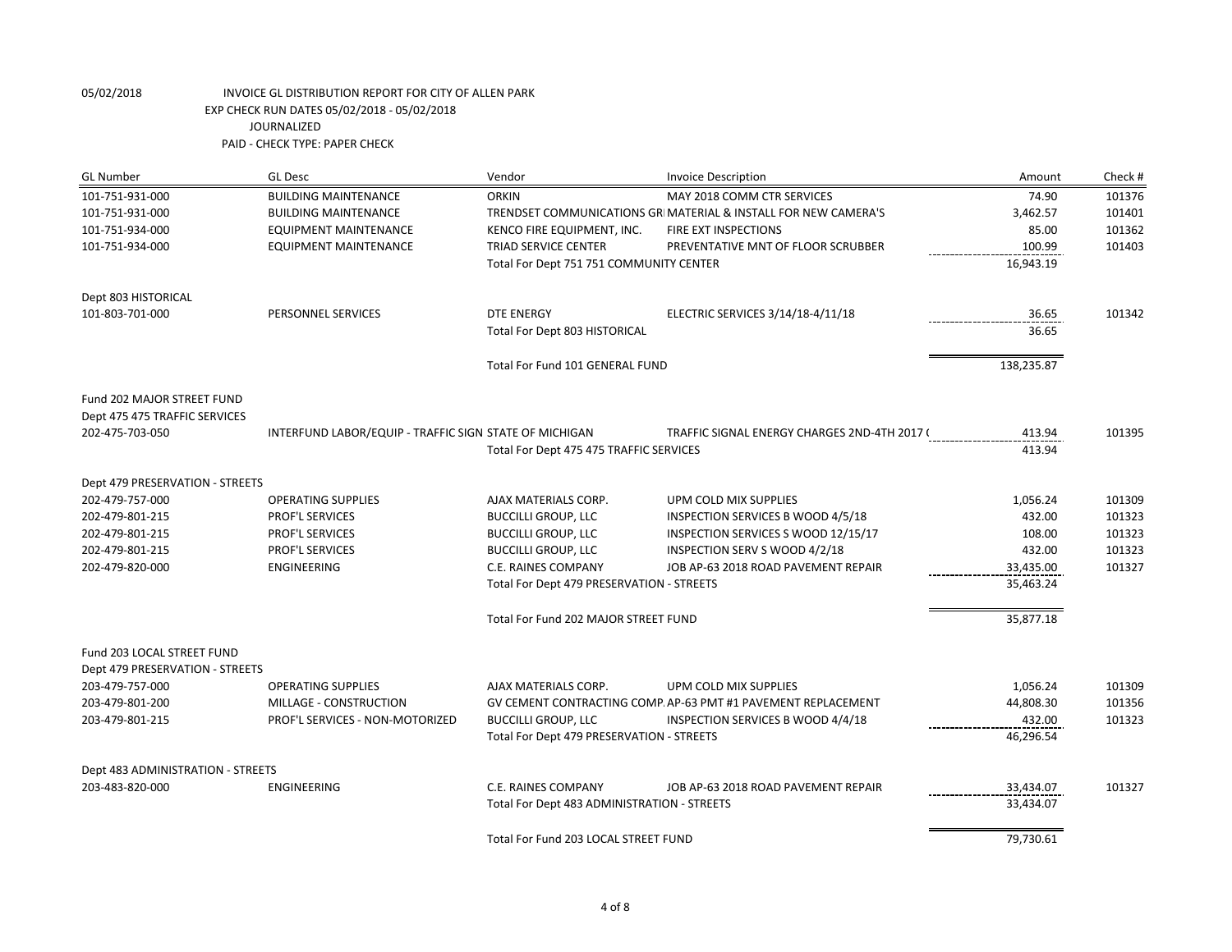05/02/2018 INVOICE GL DISTRIBUTION REPORT FOR CITY OF ALLEN PARK
EXP CHECK RUN DATES 05/02/2018 - 05/02/2018
JOURNALIZED
PAID - CHECK TYPE: PAPER CHECK

| GL Number | GL Desc | Vendor | Invoice Description | Amount | Check # |
|---|---|---|---|---|---|
| 101-751-931-000 | BUILDING MAINTENANCE | ORKIN | MAY 2018 COMM CTR SERVICES | 74.90 | 101376 |
| 101-751-931-000 | BUILDING MAINTENANCE | TRENDSET COMMUNICATIONS GR | MATERIAL & INSTALL FOR NEW CAMERA'S | 3,462.57 | 101401 |
| 101-751-934-000 | EQUIPMENT MAINTENANCE | KENCO FIRE EQUIPMENT, INC. | FIRE EXT INSPECTIONS | 85.00 | 101362 |
| 101-751-934-000 | EQUIPMENT MAINTENANCE | TRIAD SERVICE CENTER | PREVENTATIVE MNT OF FLOOR SCRUBBER | 100.99 | 101403 |
| | | Total For Dept 751 751 COMMUNITY CENTER | | 16,943.19 | |
| Dept 803 HISTORICAL | | | | | |
| 101-803-701-000 | PERSONNEL SERVICES | DTE ENERGY | ELECTRIC SERVICES 3/14/18-4/11/18 | 36.65 | 101342 |
| | | Total For Dept 803 HISTORICAL | | 36.65 | |
| | | Total For Fund 101 GENERAL FUND | | 138,235.87 | |
| Fund 202 MAJOR STREET FUND | | | | | |
| Dept 475 475 TRAFFIC SERVICES | | | | | |
| 202-475-703-050 | INTERFUND LABOR/EQUIP - TRAFFIC SIGN | STATE OF MICHIGAN | TRAFFIC SIGNAL ENERGY CHARGES 2ND-4TH 2017 ( | 413.94 | 101395 |
| | | Total For Dept 475 475 TRAFFIC SERVICES | | 413.94 | |
| Dept 479 PRESERVATION - STREETS | | | | | |
| 202-479-757-000 | OPERATING SUPPLIES | AJAX MATERIALS CORP. | UPM COLD MIX SUPPLIES | 1,056.24 | 101309 |
| 202-479-801-215 | PROF'L SERVICES | BUCCILLI GROUP, LLC | INSPECTION SERVICES B WOOD 4/5/18 | 432.00 | 101323 |
| 202-479-801-215 | PROF'L SERVICES | BUCCILLI GROUP, LLC | INSPECTION SERVICES S WOOD 12/15/17 | 108.00 | 101323 |
| 202-479-801-215 | PROF'L SERVICES | BUCCILLI GROUP, LLC | INSPECTION SERV S WOOD 4/2/18 | 432.00 | 101323 |
| 202-479-820-000 | ENGINEERING | C.E. RAINES COMPANY | JOB AP-63 2018 ROAD PAVEMENT REPAIR | 33,435.00 | 101327 |
| | | Total For Dept 479 PRESERVATION - STREETS | | 35,463.24 | |
| | | Total For Fund 202 MAJOR STREET FUND | | 35,877.18 | |
| Fund 203 LOCAL STREET FUND | | | | | |
| Dept 479 PRESERVATION - STREETS | | | | | |
| 203-479-757-000 | OPERATING SUPPLIES | AJAX MATERIALS CORP. | UPM COLD MIX SUPPLIES | 1,056.24 | 101309 |
| 203-479-801-200 | MILLAGE - CONSTRUCTION | GV CEMENT CONTRACTING COMP. | AP-63 PMT #1 PAVEMENT REPLACEMENT | 44,808.30 | 101356 |
| 203-479-801-215 | PROF'L SERVICES - NON-MOTORIZED | BUCCILLI GROUP, LLC | INSPECTION SERVICES B WOOD 4/4/18 | 432.00 | 101323 |
| | | Total For Dept 479 PRESERVATION - STREETS | | 46,296.54 | |
| Dept 483 ADMINISTRATION - STREETS | | | | | |
| 203-483-820-000 | ENGINEERING | C.E. RAINES COMPANY | JOB AP-63 2018 ROAD PAVEMENT REPAIR | 33,434.07 | 101327 |
| | | Total For Dept 483 ADMINISTRATION - STREETS | | 33,434.07 | |
| | | Total For Fund 203 LOCAL STREET FUND | | 79,730.61 | |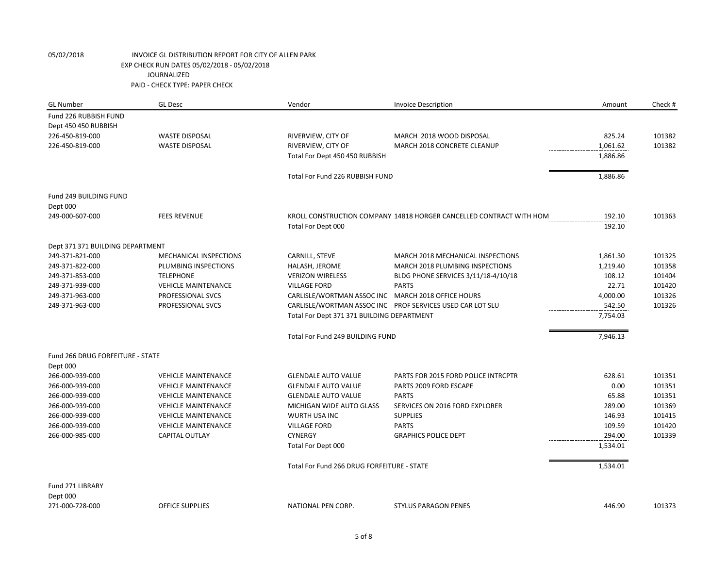05/02/2018 INVOICE GL DISTRIBUTION REPORT FOR CITY OF ALLEN PARK
EXP CHECK RUN DATES 05/02/2018 - 05/02/2018
JOURNALIZED
PAID - CHECK TYPE: PAPER CHECK

| GL Number | GL Desc | Vendor | Invoice Description | Amount | Check # |
|---|---|---|---|---|---|
| Fund 226 RUBBISH FUND | | | | | |
| Dept 450 450 RUBBISH | | | | | |
| 226-450-819-000 | WASTE DISPOSAL | RIVERVIEW, CITY OF | MARCH 2018 WOOD DISPOSAL | 825.24 | 101382 |
| 226-450-819-000 | WASTE DISPOSAL | RIVERVIEW, CITY OF | MARCH 2018 CONCRETE CLEANUP | 1,061.62 | 101382 |
| | | Total For Dept 450 450 RUBBISH | | 1,886.86 | |
| | | Total For Fund 226 RUBBISH FUND | | 1,886.86 | |
| Fund 249 BUILDING FUND | | | | | |
| Dept 000 | | | | | |
| 249-000-607-000 | FEES REVENUE | KROLL CONSTRUCTION COMPANY | 14818 HORGER CANCELLED CONTRACT WITH HOM | 192.10 | 101363 |
| | | Total For Dept 000 | | 192.10 | |
| Dept 371 371 BUILDING DEPARTMENT | | | | | |
| 249-371-821-000 | MECHANICAL INSPECTIONS | CARNILL, STEVE | MARCH 2018 MECHANICAL INSPECTIONS | 1,861.30 | 101325 |
| 249-371-822-000 | PLUMBING INSPECTIONS | HALASH, JEROME | MARCH 2018 PLUMBING INSPECTIONS | 1,219.40 | 101358 |
| 249-371-853-000 | TELEPHONE | VERIZON WIRELESS | BLDG PHONE SERVICES 3/11/18-4/10/18 | 108.12 | 101404 |
| 249-371-939-000 | VEHICLE MAINTENANCE | VILLAGE FORD | PARTS | 22.71 | 101420 |
| 249-371-963-000 | PROFESSIONAL SVCS | CARLISLE/WORTMAN ASSOC INC | MARCH 2018 OFFICE HOURS | 4,000.00 | 101326 |
| 249-371-963-000 | PROFESSIONAL SVCS | CARLISLE/WORTMAN ASSOC INC | PROF SERVICES USED CAR LOT SLU | 542.50 | 101326 |
| | | Total For Dept 371 371 BUILDING DEPARTMENT | | 7,754.03 | |
| | | Total For Fund 249 BUILDING FUND | | 7,946.13 | |
| Fund 266 DRUG FORFEITURE - STATE | | | | | |
| Dept 000 | | | | | |
| 266-000-939-000 | VEHICLE MAINTENANCE | GLENDALE AUTO VALUE | PARTS FOR 2015 FORD POLICE INTRCPTR | 628.61 | 101351 |
| 266-000-939-000 | VEHICLE MAINTENANCE | GLENDALE AUTO VALUE | PARTS 2009 FORD ESCAPE | 0.00 | 101351 |
| 266-000-939-000 | VEHICLE MAINTENANCE | GLENDALE AUTO VALUE | PARTS | 65.88 | 101351 |
| 266-000-939-000 | VEHICLE MAINTENANCE | MICHIGAN WIDE AUTO GLASS | SERVICES ON 2016 FORD EXPLORER | 289.00 | 101369 |
| 266-000-939-000 | VEHICLE MAINTENANCE | WURTH USA INC | SUPPLIES | 146.93 | 101415 |
| 266-000-939-000 | VEHICLE MAINTENANCE | VILLAGE FORD | PARTS | 109.59 | 101420 |
| 266-000-985-000 | CAPITAL OUTLAY | CYNERGY | GRAPHICS POLICE DEPT | 294.00 | 101339 |
| | | Total For Dept 000 | | 1,534.01 | |
| | | Total For Fund 266 DRUG FORFEITURE - STATE | | 1,534.01 | |
| Fund 271 LIBRARY | | | | | |
| Dept 000 | | | | | |
| 271-000-728-000 | OFFICE SUPPLIES | NATIONAL PEN CORP. | STYLUS PARAGON PENES | 446.90 | 101373 |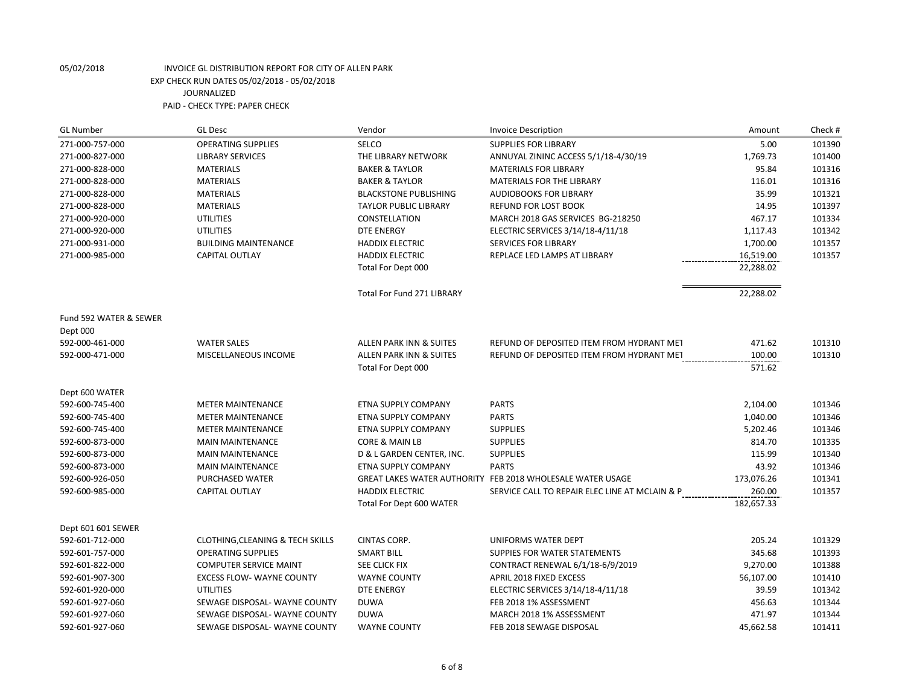05/02/2018 INVOICE GL DISTRIBUTION REPORT FOR CITY OF ALLEN PARK
EXP CHECK RUN DATES 05/02/2018 - 05/02/2018
JOURNALIZED
PAID - CHECK TYPE: PAPER CHECK

| GL Number | GL Desc | Vendor | Invoice Description | Amount | Check # |
|---|---|---|---|---|---|
| 271-000-757-000 | OPERATING SUPPLIES | SELCO | SUPPLIES FOR LIBRARY | 5.00 | 101390 |
| 271-000-827-000 | LIBRARY SERVICES | THE LIBRARY NETWORK | ANNUYAL ZININC ACCESS 5/1/18-4/30/19 | 1,769.73 | 101400 |
| 271-000-828-000 | MATERIALS | BAKER & TAYLOR | MATERIALS FOR LIBRARY | 95.84 | 101316 |
| 271-000-828-000 | MATERIALS | BAKER & TAYLOR | MATERIALS FOR THE LIBRARY | 116.01 | 101316 |
| 271-000-828-000 | MATERIALS | BLACKSTONE PUBLISHING | AUDIOBOOKS FOR LIBRARY | 35.99 | 101321 |
| 271-000-828-000 | MATERIALS | TAYLOR PUBLIC LIBRARY | REFUND FOR LOST BOOK | 14.95 | 101397 |
| 271-000-920-000 | UTILITIES | CONSTELLATION | MARCH 2018 GAS SERVICES BG-218250 | 467.17 | 101334 |
| 271-000-920-000 | UTILITIES | DTE ENERGY | ELECTRIC SERVICES 3/14/18-4/11/18 | 1,117.43 | 101342 |
| 271-000-931-000 | BUILDING MAINTENANCE | HADDIX ELECTRIC | SERVICES FOR LIBRARY | 1,700.00 | 101357 |
| 271-000-985-000 | CAPITAL OUTLAY | HADDIX ELECTRIC | REPLACE LED LAMPS AT LIBRARY | 16,519.00 | 101357 |
| | | Total For Dept 000 | | 22,288.02 | |
| | | Total For Fund 271 LIBRARY | | 22,288.02 | |
| Fund 592 WATER & SEWER | | | | | |
| Dept 000 | | | | | |
| 592-000-461-000 | WATER SALES | ALLEN PARK INN & SUITES | REFUND OF DEPOSITED ITEM FROM HYDRANT MET | 471.62 | 101310 |
| 592-000-471-000 | MISCELLANEOUS INCOME | ALLEN PARK INN & SUITES | REFUND OF DEPOSITED ITEM FROM HYDRANT MET | 100.00 | 101310 |
| | | Total For Dept 000 | | 571.62 | |
| Dept 600 WATER | | | | | |
| 592-600-745-400 | METER MAINTENANCE | ETNA SUPPLY COMPANY | PARTS | 2,104.00 | 101346 |
| 592-600-745-400 | METER MAINTENANCE | ETNA SUPPLY COMPANY | PARTS | 1,040.00 | 101346 |
| 592-600-745-400 | METER MAINTENANCE | ETNA SUPPLY COMPANY | SUPPLIES | 5,202.46 | 101346 |
| 592-600-873-000 | MAIN MAINTENANCE | CORE & MAIN LB | SUPPLIES | 814.70 | 101335 |
| 592-600-873-000 | MAIN MAINTENANCE | D & L GARDEN CENTER, INC. | SUPPLIES | 115.99 | 101340 |
| 592-600-873-000 | MAIN MAINTENANCE | ETNA SUPPLY COMPANY | PARTS | 43.92 | 101346 |
| 592-600-926-050 | PURCHASED WATER | GREAT LAKES WATER AUTHORITY | FEB 2018 WHOLESALE WATER USAGE | 173,076.26 | 101341 |
| 592-600-985-000 | CAPITAL OUTLAY | HADDIX ELECTRIC | SERVICE CALL TO REPAIR ELEC LINE AT MCLAIN & P | 260.00 | 101357 |
| | | Total For Dept 600 WATER | | 182,657.33 | |
| Dept 601 601 SEWER | | | | | |
| 592-601-712-000 | CLOTHING,CLEANING & TECH SKILLS | CINTAS CORP. | UNIFORMS WATER DEPT | 205.24 | 101329 |
| 592-601-757-000 | OPERATING SUPPLIES | SMART BILL | SUPPIES FOR WATER STATEMENTS | 345.68 | 101393 |
| 592-601-822-000 | COMPUTER SERVICE MAINT | SEE CLICK FIX | CONTRACT RENEWAL 6/1/18-6/9/2019 | 9,270.00 | 101388 |
| 592-601-907-300 | EXCESS FLOW- WAYNE COUNTY | WAYNE COUNTY | APRIL 2018 FIXED EXCESS | 56,107.00 | 101410 |
| 592-601-920-000 | UTILITIES | DTE ENERGY | ELECTRIC SERVICES 3/14/18-4/11/18 | 39.59 | 101342 |
| 592-601-927-060 | SEWAGE DISPOSAL- WAYNE COUNTY | DUWA | FEB 2018 1% ASSESSMENT | 456.63 | 101344 |
| 592-601-927-060 | SEWAGE DISPOSAL- WAYNE COUNTY | DUWA | MARCH 2018 1% ASSESSMENT | 471.97 | 101344 |
| 592-601-927-060 | SEWAGE DISPOSAL- WAYNE COUNTY | WAYNE COUNTY | FEB 2018 SEWAGE DISPOSAL | 45,662.58 | 101411 |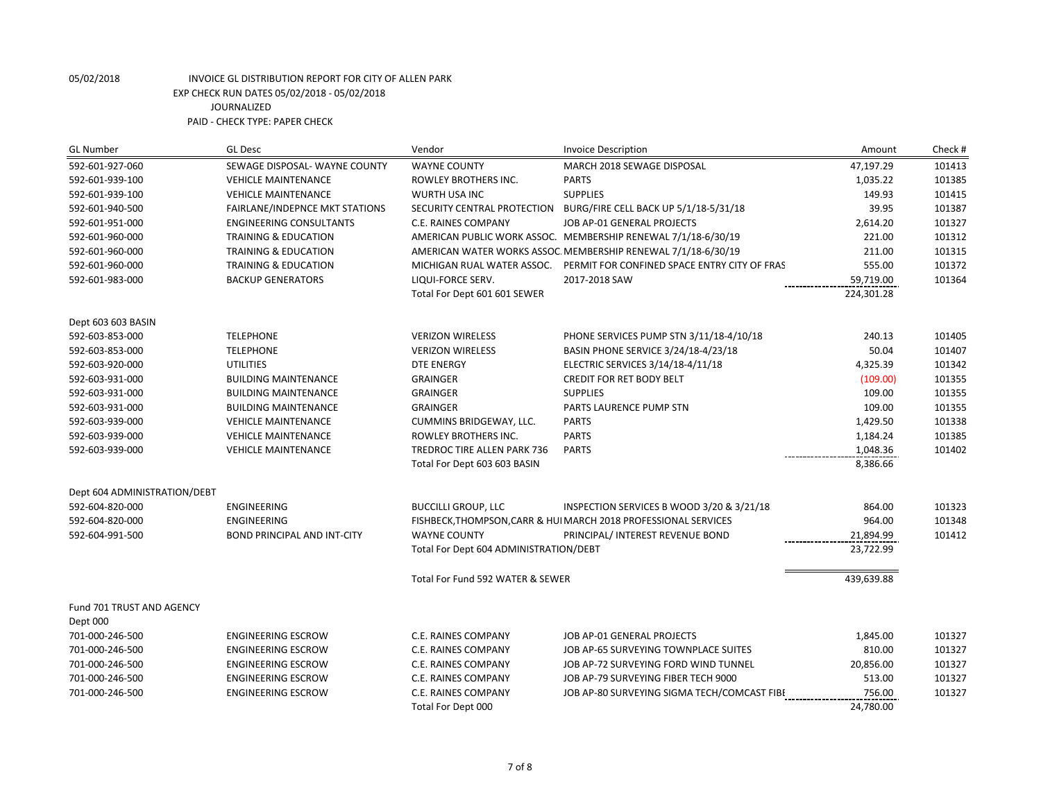05/02/2018 INVOICE GL DISTRIBUTION REPORT FOR CITY OF ALLEN PARK
EXP CHECK RUN DATES 05/02/2018 - 05/02/2018
JOURNALIZED
PAID - CHECK TYPE: PAPER CHECK

| GL Number | GL Desc | Vendor | Invoice Description | Amount | Check # |
|---|---|---|---|---|---|
| 592-601-927-060 | SEWAGE DISPOSAL- WAYNE COUNTY | WAYNE COUNTY | MARCH 2018 SEWAGE DISPOSAL | 47,197.29 | 101413 |
| 592-601-939-100 | VEHICLE MAINTENANCE | ROWLEY BROTHERS INC. | PARTS | 1,035.22 | 101385 |
| 592-601-939-100 | VEHICLE MAINTENANCE | WURTH USA INC | SUPPLIES | 149.93 | 101415 |
| 592-601-940-500 | FAIRLANE/INDEPNCE MKT STATIONS | SECURITY CENTRAL PROTECTION | BURG/FIRE CELL BACK UP 5/1/18-5/31/18 | 39.95 | 101387 |
| 592-601-951-000 | ENGINEERING CONSULTANTS | C.E. RAINES COMPANY | JOB AP-01 GENERAL PROJECTS | 2,614.20 | 101327 |
| 592-601-960-000 | TRAINING & EDUCATION | AMERICAN PUBLIC WORK ASSOC. | MEMBERSHIP RENEWAL 7/1/18-6/30/19 | 221.00 | 101312 |
| 592-601-960-000 | TRAINING & EDUCATION | AMERICAN WATER WORKS ASSOC. | MEMBERSHIP RENEWAL 7/1/18-6/30/19 | 211.00 | 101315 |
| 592-601-960-000 | TRAINING & EDUCATION | MICHIGAN RUAL WATER ASSOC. | PERMIT FOR CONFINED SPACE ENTRY CITY OF FRAS | 555.00 | 101372 |
| 592-601-983-000 | BACKUP GENERATORS | LIQUI-FORCE SERV. | 2017-2018 SAW | 59,719.00 | 101364 |
| | | Total For Dept 601 601 SEWER | | 224,301.28 | |
| Dept 603 603 BASIN | | | | | |
| 592-603-853-000 | TELEPHONE | VERIZON WIRELESS | PHONE SERVICES PUMP STN 3/11/18-4/10/18 | 240.13 | 101405 |
| 592-603-853-000 | TELEPHONE | VERIZON WIRELESS | BASIN PHONE SERVICE 3/24/18-4/23/18 | 50.04 | 101407 |
| 592-603-920-000 | UTILITIES | DTE ENERGY | ELECTRIC SERVICES 3/14/18-4/11/18 | 4,325.39 | 101342 |
| 592-603-931-000 | BUILDING MAINTENANCE | GRAINGER | CREDIT FOR RET BODY BELT | (109.00) | 101355 |
| 592-603-931-000 | BUILDING MAINTENANCE | GRAINGER | SUPPLIES | 109.00 | 101355 |
| 592-603-931-000 | BUILDING MAINTENANCE | GRAINGER | PARTS LAURENCE PUMP STN | 109.00 | 101355 |
| 592-603-939-000 | VEHICLE MAINTENANCE | CUMMINS BRIDGEWAY, LLC. | PARTS | 1,429.50 | 101338 |
| 592-603-939-000 | VEHICLE MAINTENANCE | ROWLEY BROTHERS INC. | PARTS | 1,184.24 | 101385 |
| 592-603-939-000 | VEHICLE MAINTENANCE | TREDROC TIRE ALLEN PARK 736 | PARTS | 1,048.36 | 101402 |
| | | Total For Dept 603 603 BASIN | | 8,386.66 | |
| Dept 604 ADMINISTRATION/DEBT | | | | | |
| 592-604-820-000 | ENGINEERING | BUCCILLI GROUP, LLC | INSPECTION SERVICES B WOOD 3/20 & 3/21/18 | 864.00 | 101323 |
| 592-604-820-000 | ENGINEERING | FISHBECK,THOMPSON,CARR & HUI | MARCH 2018 PROFESSIONAL SERVICES | 964.00 | 101348 |
| 592-604-991-500 | BOND PRINCIPAL AND INT-CITY | WAYNE COUNTY | PRINCIPAL/ INTEREST REVENUE BOND | 21,894.99 | 101412 |
| | | Total For Dept 604 ADMINISTRATION/DEBT | | 23,722.99 | |
| | | Total For Fund 592 WATER & SEWER | | 439,639.88 | |
| Fund 701 TRUST AND AGENCY | | | | | |
| Dept 000 | | | | | |
| 701-000-246-500 | ENGINEERING ESCROW | C.E. RAINES COMPANY | JOB AP-01 GENERAL PROJECTS | 1,845.00 | 101327 |
| 701-000-246-500 | ENGINEERING ESCROW | C.E. RAINES COMPANY | JOB AP-65 SURVEYING TOWNPLACE SUITES | 810.00 | 101327 |
| 701-000-246-500 | ENGINEERING ESCROW | C.E. RAINES COMPANY | JOB AP-72 SURVEYING FORD WIND TUNNEL | 20,856.00 | 101327 |
| 701-000-246-500 | ENGINEERING ESCROW | C.E. RAINES COMPANY | JOB AP-79 SURVEYING FIBER TECH 9000 | 513.00 | 101327 |
| 701-000-246-500 | ENGINEERING ESCROW | C.E. RAINES COMPANY | JOB AP-80 SURVEYING SIGMA TECH/COMCAST FIBI | 756.00 | 101327 |
| | | Total For Dept 000 | | 24,780.00 | |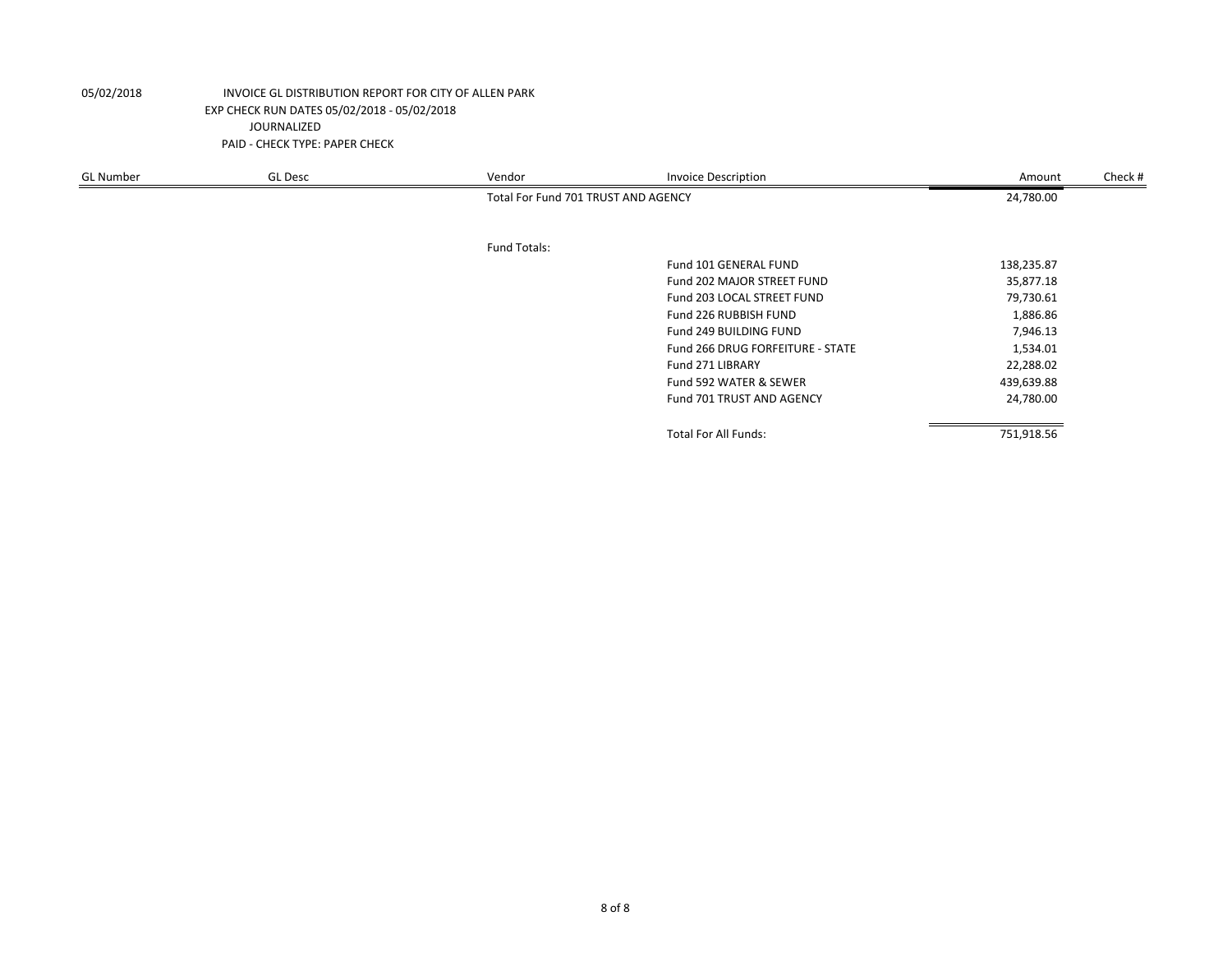05/02/2018 INVOICE GL DISTRIBUTION REPORT FOR CITY OF ALLEN PARK
EXP CHECK RUN DATES 05/02/2018 - 05/02/2018
JOURNALIZED
PAID - CHECK TYPE: PAPER CHECK

| GL Number | GL Desc | Vendor | Invoice Description | Amount | Check # |
|---|---|---|---|---|---|
| | | Total For Fund 701 TRUST AND AGENCY | | 24,780.00 | |
| | | | | | |
| | | Fund Totals: | | | |
| | | | Fund 101 GENERAL FUND | 138,235.87 | |
| | | | Fund 202 MAJOR STREET FUND | 35,877.18 | |
| | | | Fund 203 LOCAL STREET FUND | 79,730.61 | |
| | | | Fund 226 RUBBISH FUND | 1,886.86 | |
| | | | Fund 249 BUILDING FUND | 7,946.13 | |
| | | | Fund 266 DRUG FORFEITURE - STATE | 1,534.01 | |
| | | | Fund 271 LIBRARY | 22,288.02 | |
| | | | Fund 592 WATER & SEWER | 439,639.88 | |
| | | | Fund 701 TRUST AND AGENCY | 24,780.00 | |
| | | | Total For All Funds: | 751,918.56 | |